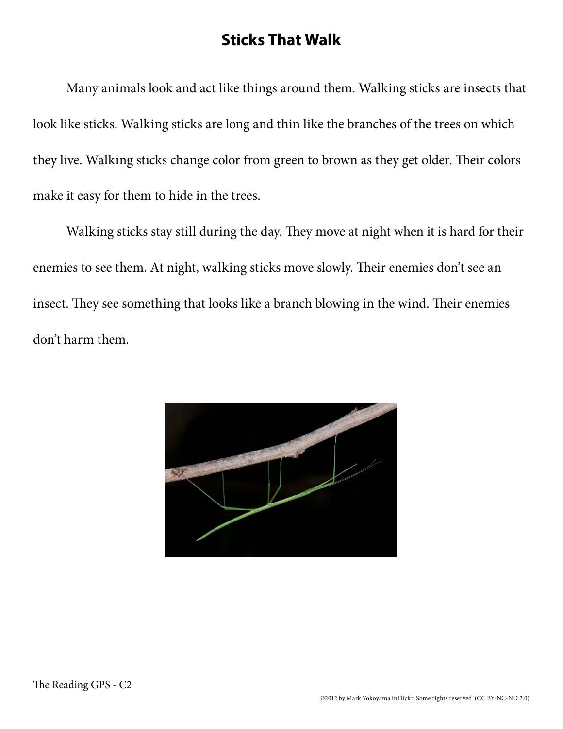# Sticks That Walk

Many animals look and act like things around them. Walking sticks are insects that look like sticks. Walking sticks are long and thin like the branches of the trees on which they live. Walking sticks change color from green to brown as they get older. Their colors make it easy for them to hide in the trees.

Walking sticks stay still during the day. They move at night when it is hard for their enemies to see them. At night, walking sticks move slowly. Their enemies don't see an insect. They see something that looks like a branch blowing in the wind. Their enemies don't harm them.

©2012 by Mark Yokoyama inFlickr. Some rights reserved (CC BY-NC-ND 2.0)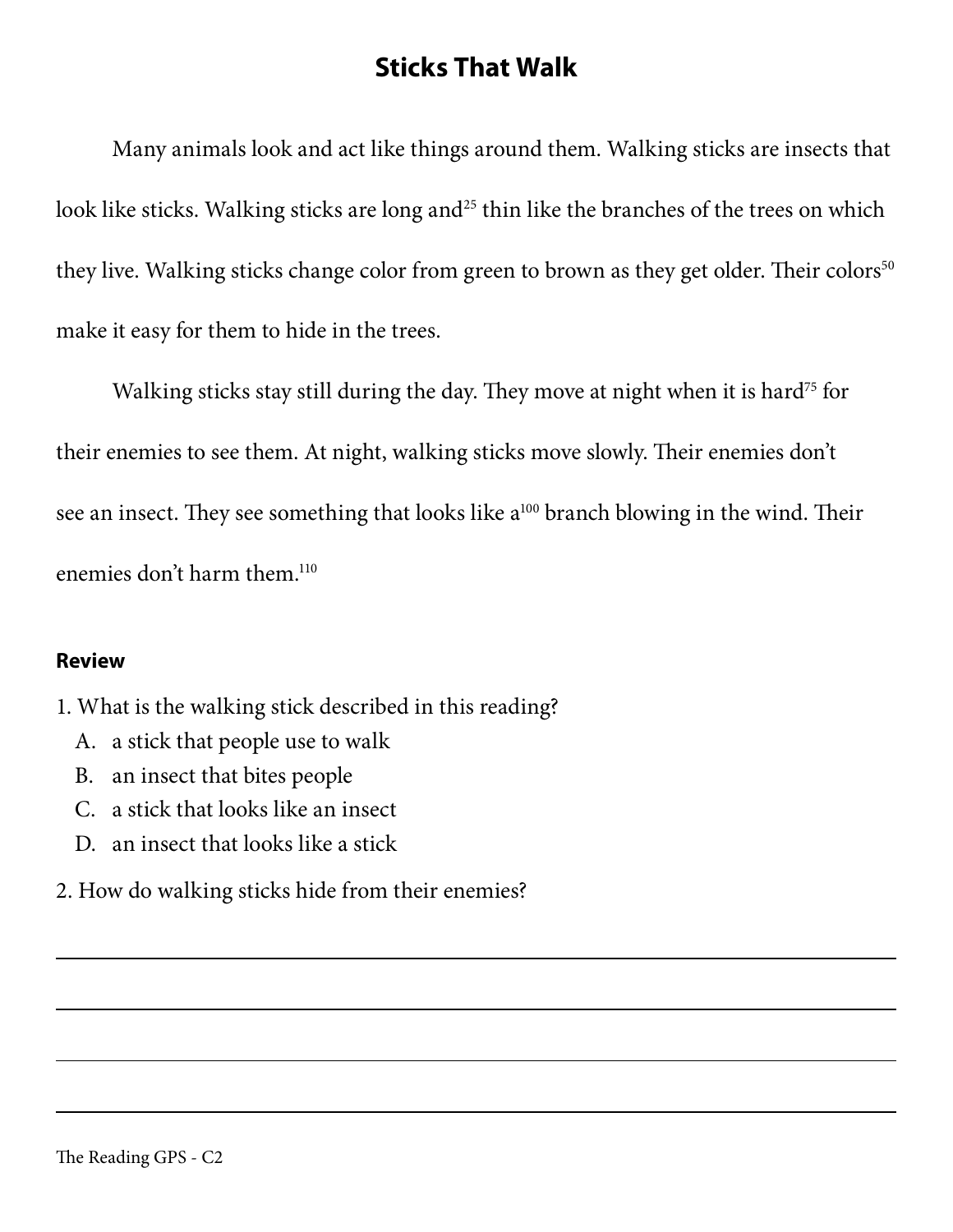# Sticks That Walk

Many animals look and act like things around them. Walking sticks are insects that look like sticks. Walking sticks are long and[25] thin like the branches of the trees on which they live. Walking sticks change color from green to brown as they get older. Their colors[50] make it easy for them to hide in the trees.

Walking sticks stay still during the day. They move at night when it is hard[75] for their enemies to see them. At night, walking sticks move slowly. Their enemies don't see an insect. They see something that looks like a[100] branch blowing in the wind. Their enemies don't harm them.[110]

### Review

1. What is the walking stick described in this reading?
   - A. a stick that people use to walk
   - B. an insect that bites people
   - C. a stick that looks like an insect
   - D. an insect that looks like a stick

2. How do walking sticks hide from their enemies?

______________________________________________

______________________________________________

______________________________________________

______________________________________________

The Reading GPS - C2